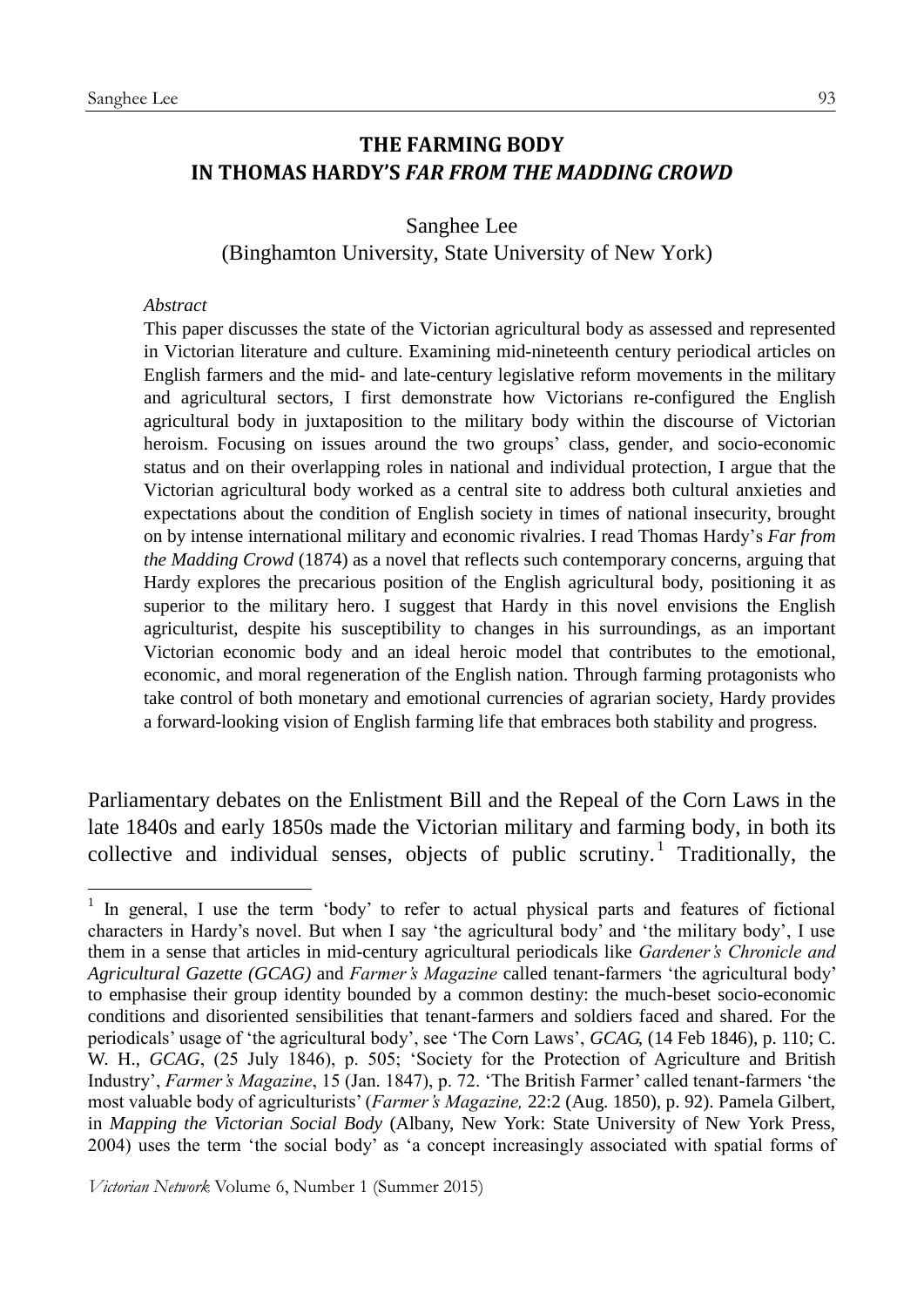# THE FARMING BODY IN THOMAS HARDY'S *FAR FROM THE MADDING CROWD*

Sanghee Lee
(Binghamton University, State University of New York)

*Abstract*

This paper discusses the state of the Victorian agricultural body as assessed and represented in Victorian literature and culture. Examining mid-nineteenth century periodical articles on English farmers and the mid- and late-century legislative reform movements in the military and agricultural sectors, I first demonstrate how Victorians re-configured the English agricultural body in juxtaposition to the military body within the discourse of Victorian heroism. Focusing on issues around the two groups' class, gender, and socio-economic status and on their overlapping roles in national and individual protection, I argue that the Victorian agricultural body worked as a central site to address both cultural anxieties and expectations about the condition of English society in times of national insecurity, brought on by intense international military and economic rivalries. I read Thomas Hardy's *Far from the Madding Crowd* (1874) as a novel that reflects such contemporary concerns, arguing that Hardy explores the precarious position of the English agricultural body, positioning it as superior to the military hero. I suggest that Hardy in this novel envisions the English agriculturist, despite his susceptibility to changes in his surroundings, as an important Victorian economic body and an ideal heroic model that contributes to the emotional, economic, and moral regeneration of the English nation. Through farming protagonists who take control of both monetary and emotional currencies of agrarian society, Hardy provides a forward-looking vision of English farming life that embraces both stability and progress.

Parliamentary debates on the Enlistment Bill and the Repeal of the Corn Laws in the late 1840s and early 1850s made the Victorian military and farming body, in both its collective and individual senses, objects of public scrutiny.[1] Traditionally, the

[1] In general, I use the term 'body' to refer to actual physical parts and features of fictional characters in Hardy's novel. But when I say 'the agricultural body' and 'the military body', I use them in a sense that articles in mid-century agricultural periodicals like *Gardener's Chronicle and Agricultural Gazette (GCAG)* and *Farmer's Magazine* called tenant-farmers 'the agricultural body' to emphasise their group identity bounded by a common destiny: the much-beset socio-economic conditions and disoriented sensibilities that tenant-farmers and soldiers faced and shared. For the periodicals' usage of 'the agricultural body', see 'The Corn Laws', *GCAG*, (14 Feb 1846), p. 110; C. W. H., *GCAG*, (25 July 1846), p. 505; 'Society for the Protection of Agriculture and British Industry', *Farmer's Magazine*, 15 (Jan. 1847), p. 72. 'The British Farmer' called tenant-farmers 'the most valuable body of agriculturists' (*Farmer's Magazine,* 22:2 (Aug. 1850), p. 92). Pamela Gilbert, in *Mapping the Victorian Social Body* (Albany, New York: State University of New York Press, 2004) uses the term 'the social body' as 'a concept increasingly associated with spatial forms of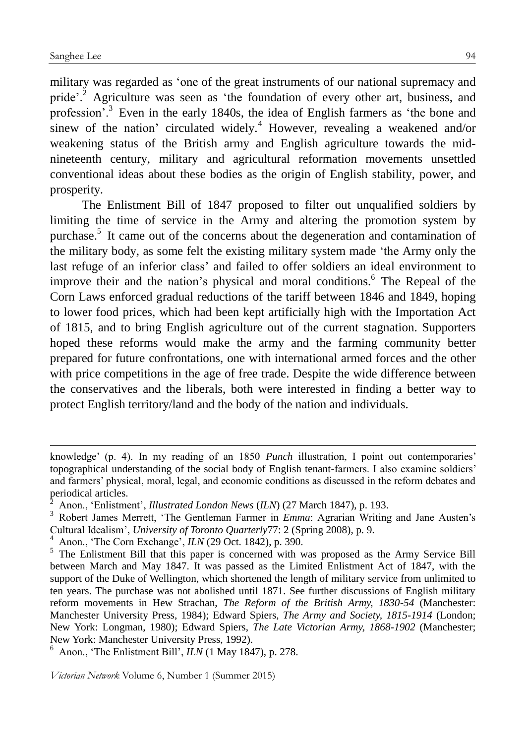military was regarded as 'one of the great instruments of our national supremacy and pride'.[2] Agriculture was seen as 'the foundation of every other art, business, and profession'.[3] Even in the early 1840s, the idea of English farmers as 'the bone and sinew of the nation' circulated widely.[4] However, revealing a weakened and/or weakening status of the British army and English agriculture towards the mid-nineteenth century, military and agricultural reformation movements unsettled conventional ideas about these bodies as the origin of English stability, power, and prosperity.

The Enlistment Bill of 1847 proposed to filter out unqualified soldiers by limiting the time of service in the Army and altering the promotion system by purchase.[5] It came out of the concerns about the degeneration and contamination of the military body, as some felt the existing military system made 'the Army only the last refuge of an inferior class' and failed to offer soldiers an ideal environment to improve their and the nation's physical and moral conditions.[6] The Repeal of the Corn Laws enforced gradual reductions of the tariff between 1846 and 1849, hoping to lower food prices, which had been kept artificially high with the Importation Act of 1815, and to bring English agriculture out of the current stagnation. Supporters hoped these reforms would make the army and the farming community better prepared for future confrontations, one with international armed forces and the other with price competitions in the age of free trade. Despite the wide difference between the conservatives and the liberals, both were interested in finding a better way to protect English territory/land and the body of the nation and individuals.

---

knowledge' (p. 4). In my reading of an 1850 *Punch* illustration, I point out contemporaries' topographical understanding of the social body of English tenant-farmers. I also examine soldiers' and farmers' physical, moral, legal, and economic conditions as discussed in the reform debates and periodical articles.

[2] Anon., 'Enlistment', *Illustrated London News* (*ILN*) (27 March 1847), p. 193.

[3] Robert James Merrett, 'The Gentleman Farmer in *Emma*: Agrarian Writing and Jane Austen's Cultural Idealism', *University of Toronto Quarterly*77: 2 (Spring 2008), p. 9.

[4] Anon., 'The Corn Exchange', *ILN* (29 Oct. 1842), p. 390.

[5] The Enlistment Bill that this paper is concerned with was proposed as the Army Service Bill between March and May 1847. It was passed as the Limited Enlistment Act of 1847, with the support of the Duke of Wellington, which shortened the length of military service from unlimited to ten years. The purchase was not abolished until 1871. See further discussions of English military reform movements in Hew Strachan, *The Reform of the British Army, 1830-54* (Manchester: Manchester University Press, 1984); Edward Spiers, *The Army and Society, 1815-1914* (London; New York: Longman, 1980); Edward Spiers, *The Late Victorian Army, 1868-1902* (Manchester; New York: Manchester University Press, 1992).

[6] Anon., 'The Enlistment Bill', *ILN* (1 May 1847), p. 278.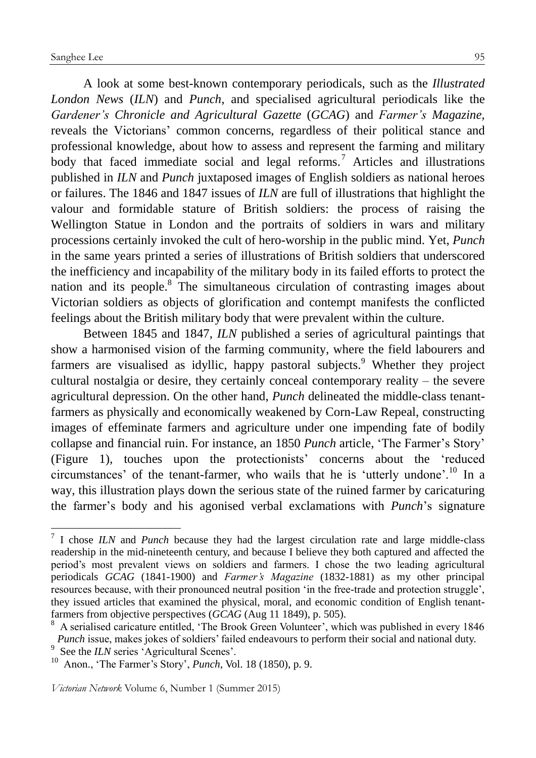A look at some best-known contemporary periodicals, such as the *Illustrated London News* (*ILN*) and *Punch*, and specialised agricultural periodicals like the *Gardener's Chronicle and Agricultural Gazette* (*GCAG*) and *Farmer's Magazine*, reveals the Victorians' common concerns, regardless of their political stance and professional knowledge, about how to assess and represent the farming and military body that faced immediate social and legal reforms.[7] Articles and illustrations published in *ILN* and *Punch* juxtaposed images of English soldiers as national heroes or failures. The 1846 and 1847 issues of *ILN* are full of illustrations that highlight the valour and formidable stature of British soldiers: the process of raising the Wellington Statue in London and the portraits of soldiers in wars and military processions certainly invoked the cult of hero-worship in the public mind. Yet, *Punch* in the same years printed a series of illustrations of British soldiers that underscored the inefficiency and incapability of the military body in its failed efforts to protect the nation and its people.[8] The simultaneous circulation of contrasting images about Victorian soldiers as objects of glorification and contempt manifests the conflicted feelings about the British military body that were prevalent within the culture.

Between 1845 and 1847, *ILN* published a series of agricultural paintings that show a harmonised vision of the farming community, where the field labourers and farmers are visualised as idyllic, happy pastoral subjects.[9] Whether they project cultural nostalgia or desire, they certainly conceal contemporary reality – the severe agricultural depression. On the other hand, *Punch* delineated the middle-class tenant-farmers as physically and economically weakened by Corn-Law Repeal, constructing images of effeminate farmers and agriculture under one impending fate of bodily collapse and financial ruin. For instance, an 1850 *Punch* article, 'The Farmer's Story' (Figure 1), touches upon the protectionists' concerns about the 'reduced circumstances' of the tenant-farmer, who wails that he is 'utterly undone'.[10] In a way, this illustration plays down the serious state of the ruined farmer by caricaturing the farmer's body and his agonised verbal exclamations with *Punch*'s signature

---

[7] I chose *ILN* and *Punch* because they had the largest circulation rate and large middle-class readership in the mid-nineteenth century, and because I believe they both captured and affected the period's most prevalent views on soldiers and farmers. I chose the two leading agricultural periodicals *GCAG* (1841-1900) and *Farmer's Magazine* (1832-1881) as my other principal resources because, with their pronounced neutral position 'in the free-trade and protection struggle', they issued articles that examined the physical, moral, and economic condition of English tenant-farmers from objective perspectives (*GCAG* (Aug 11 1849), p. 505).

[8] A serialised caricature entitled, 'The Brook Green Volunteer', which was published in every 1846 *Punch* issue, makes jokes of soldiers' failed endeavours to perform their social and national duty.

[9] See the *ILN* series 'Agricultural Scenes'.

[10] Anon., 'The Farmer's Story', *Punch*, Vol. 18 (1850), p. 9.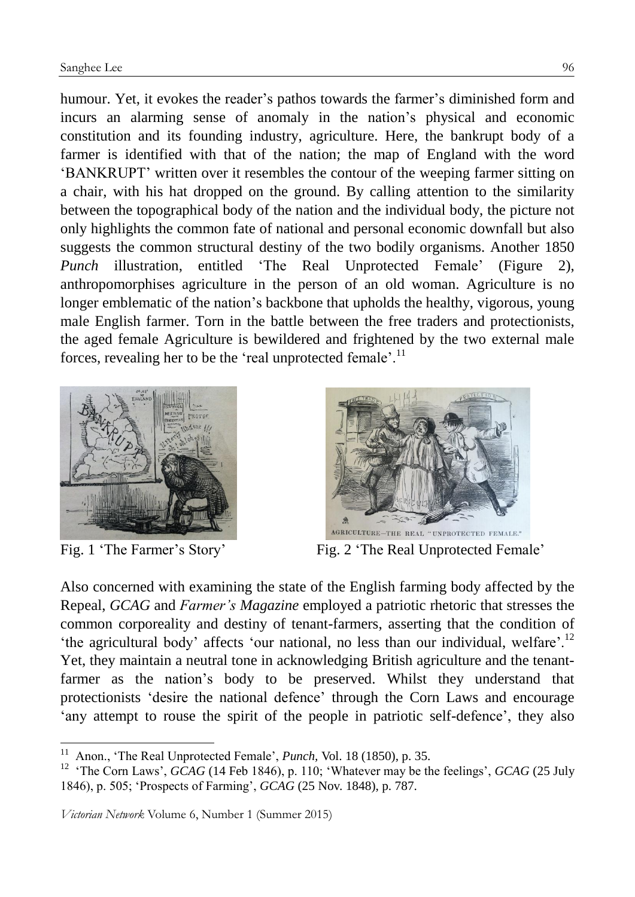humour. Yet, it evokes the reader's pathos towards the farmer's diminished form and incurs an alarming sense of anomaly in the nation's physical and economic constitution and its founding industry, agriculture. Here, the bankrupt body of a farmer is identified with that of the nation; the map of England with the word 'BANKRUPT' written over it resembles the contour of the weeping farmer sitting on a chair, with his hat dropped on the ground. By calling attention to the similarity between the topographical body of the nation and the individual body, the picture not only highlights the common fate of national and personal economic downfall but also suggests the common structural destiny of the two bodily organisms. Another 1850 *Punch* illustration, entitled 'The Real Unprotected Female' (Figure 2), anthropomorphises agriculture in the person of an old woman. Agriculture is no longer emblematic of the nation's backbone that upholds the healthy, vigorous, young male English farmer. Torn in the battle between the free traders and protectionists, the aged female Agriculture is bewildered and frightened by the two external male forces, revealing her to be the 'real unprotected female'.[11]

Fig. 1 'The Farmer's Story'

Fig. 2 'The Real Unprotected Female'

Also concerned with examining the state of the English farming body affected by the Repeal, *GCAG* and *Farmer's Magazine* employed a patriotic rhetoric that stresses the common corporeality and destiny of tenant-farmers, asserting that the condition of 'the agricultural body' affects 'our national, no less than our individual, welfare'.[12] Yet, they maintain a neutral tone in acknowledging British agriculture and the tenant-farmer as the nation's body to be preserved. Whilst they understand that protectionists 'desire the national defence' through the Corn Laws and encourage 'any attempt to rouse the spirit of the people in patriotic self-defence', they also

---

[11] Anon., 'The Real Unprotected Female', *Punch,* Vol. 18 (1850), p. 35.

[12] 'The Corn Laws', *GCAG* (14 Feb 1846), p. 110; 'Whatever may be the feelings', *GCAG* (25 July 1846), p. 505; 'Prospects of Farming', *GCAG* (25 Nov. 1848), p. 787.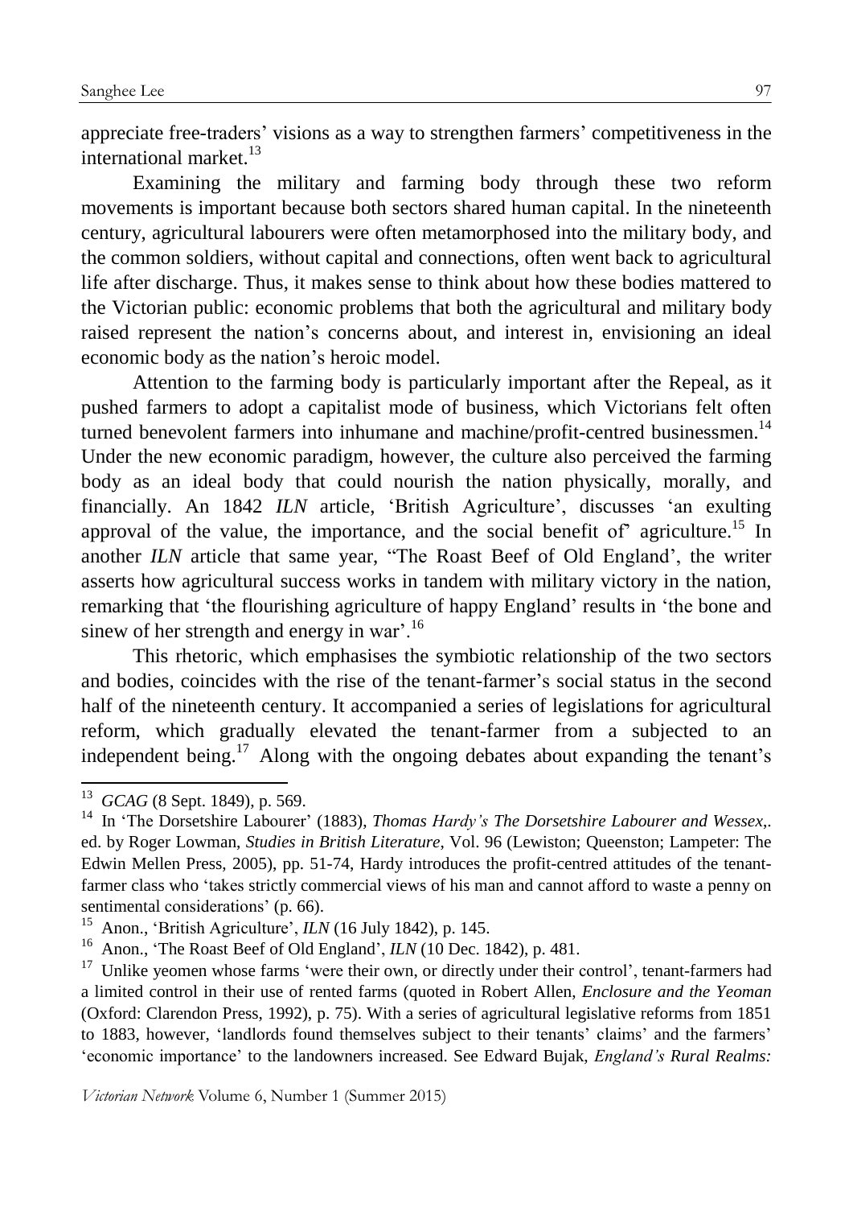appreciate free-traders' visions as a way to strengthen farmers' competitiveness in the international market.[13]

Examining the military and farming body through these two reform movements is important because both sectors shared human capital. In the nineteenth century, agricultural labourers were often metamorphosed into the military body, and the common soldiers, without capital and connections, often went back to agricultural life after discharge. Thus, it makes sense to think about how these bodies mattered to the Victorian public: economic problems that both the agricultural and military body raised represent the nation's concerns about, and interest in, envisioning an ideal economic body as the nation's heroic model.

Attention to the farming body is particularly important after the Repeal, as it pushed farmers to adopt a capitalist mode of business, which Victorians felt often turned benevolent farmers into inhumane and machine/profit-centred businessmen.[14] Under the new economic paradigm, however, the culture also perceived the farming body as an ideal body that could nourish the nation physically, morally, and financially. An 1842 *ILN* article, 'British Agriculture', discusses 'an exulting approval of the value, the importance, and the social benefit of' agriculture.[15] In another *ILN* article that same year, "The Roast Beef of Old England', the writer asserts how agricultural success works in tandem with military victory in the nation, remarking that 'the flourishing agriculture of happy England' results in 'the bone and sinew of her strength and energy in war'.[16]

This rhetoric, which emphasises the symbiotic relationship of the two sectors and bodies, coincides with the rise of the tenant-farmer's social status in the second half of the nineteenth century. It accompanied a series of legislations for agricultural reform, which gradually elevated the tenant-farmer from a subjected to an independent being.[17] Along with the ongoing debates about expanding the tenant's

---

[13] *GCAG* (8 Sept. 1849), p. 569.

[14] In 'The Dorsetshire Labourer' (1883), *Thomas Hardy's The Dorsetshire Labourer and Wessex*,. ed. by Roger Lowman, *Studies in British Literature*, Vol. 96 (Lewiston; Queenston; Lampeter: The Edwin Mellen Press, 2005), pp. 51-74, Hardy introduces the profit-centred attitudes of the tenant-farmer class who 'takes strictly commercial views of his man and cannot afford to waste a penny on sentimental considerations' (p. 66).

[15] Anon., 'British Agriculture', *ILN* (16 July 1842), p. 145.

[16] Anon., 'The Roast Beef of Old England', *ILN* (10 Dec. 1842), p. 481.

[17] Unlike yeomen whose farms 'were their own, or directly under their control', tenant-farmers had a limited control in their use of rented farms (quoted in Robert Allen, *Enclosure and the Yeoman* (Oxford: Clarendon Press, 1992), p. 75). With a series of agricultural legislative reforms from 1851 to 1883, however, 'landlords found themselves subject to their tenants' claims' and the farmers' 'economic importance' to the landowners increased. See Edward Bujak, *England's Rural Realms:*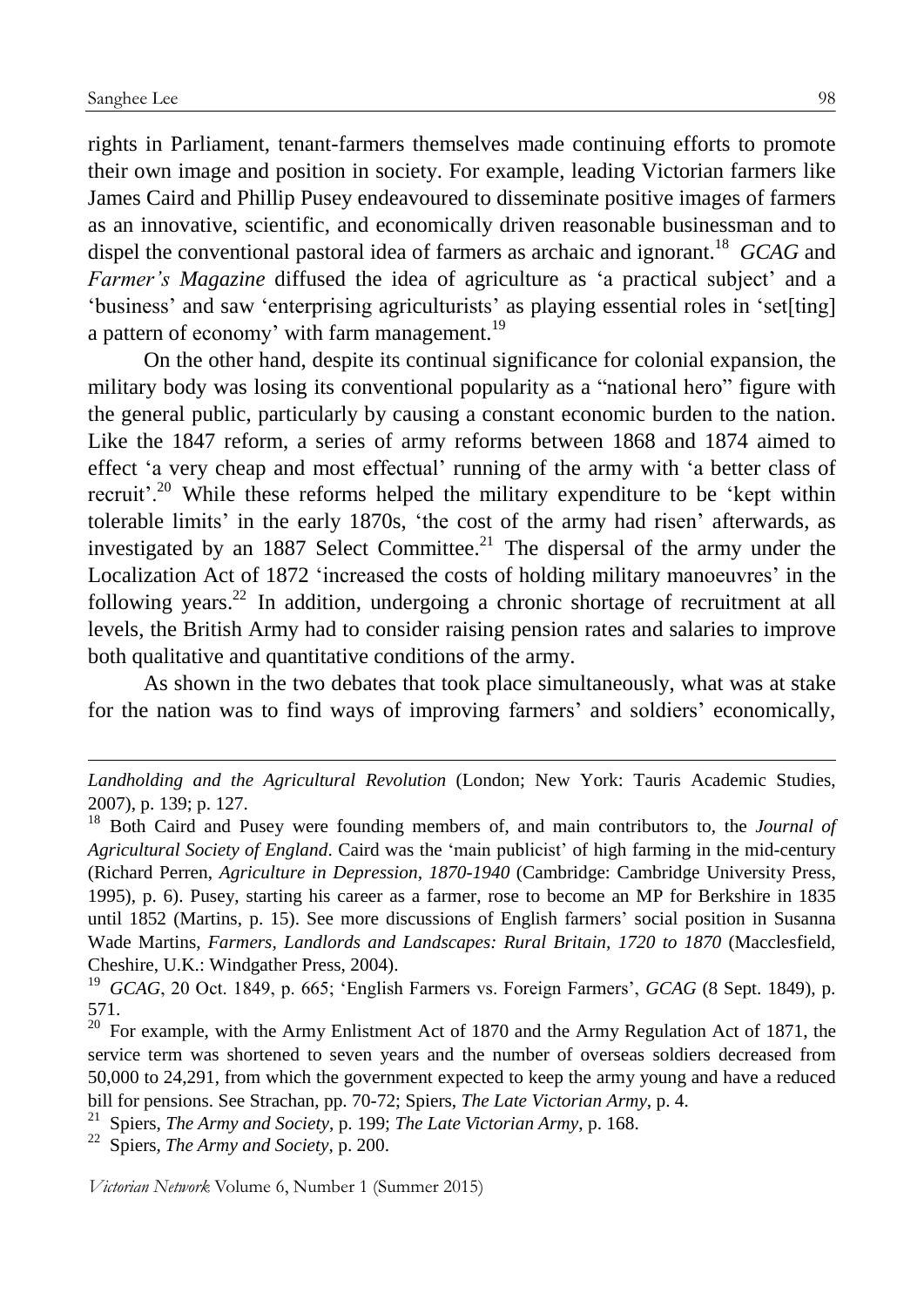rights in Parliament, tenant-farmers themselves made continuing efforts to promote their own image and position in society. For example, leading Victorian farmers like James Caird and Phillip Pusey endeavoured to disseminate positive images of farmers as an innovative, scientific, and economically driven reasonable businessman and to dispel the conventional pastoral idea of farmers as archaic and ignorant.[18] *GCAG* and *Farmer's Magazine* diffused the idea of agriculture as 'a practical subject' and a 'business' and saw 'enterprising agriculturists' as playing essential roles in 'set[ting] a pattern of economy' with farm management.[19]

On the other hand, despite its continual significance for colonial expansion, the military body was losing its conventional popularity as a "national hero" figure with the general public, particularly by causing a constant economic burden to the nation. Like the 1847 reform, a series of army reforms between 1868 and 1874 aimed to effect 'a very cheap and most effectual' running of the army with 'a better class of recruit'.[20] While these reforms helped the military expenditure to be 'kept within tolerable limits' in the early 1870s, 'the cost of the army had risen' afterwards, as investigated by an 1887 Select Committee.[21] The dispersal of the army under the Localization Act of 1872 'increased the costs of holding military manoeuvres' in the following years.[22] In addition, undergoing a chronic shortage of recruitment at all levels, the British Army had to consider raising pension rates and salaries to improve both qualitative and quantitative conditions of the army.

As shown in the two debates that took place simultaneously, what was at stake for the nation was to find ways of improving farmers' and soldiers' economically,

---

*Landholding and the Agricultural Revolution* (London; New York: Tauris Academic Studies, 2007), p. 139; p. 127.

[18] Both Caird and Pusey were founding members of, and main contributors to, the *Journal of Agricultural Society of England*. Caird was the 'main publicist' of high farming in the mid-century (Richard Perren, *Agriculture in Depression, 1870-1940* (Cambridge: Cambridge University Press, 1995), p. 6). Pusey, starting his career as a farmer, rose to become an MP for Berkshire in 1835 until 1852 (Martins, p. 15). See more discussions of English farmers' social position in Susanna Wade Martins, *Farmers, Landlords and Landscapes: Rural Britain, 1720 to 1870* (Macclesfield, Cheshire, U.K.: Windgather Press, 2004).

[19] *GCAG*, 20 Oct. 1849, p. 665; 'English Farmers vs. Foreign Farmers', *GCAG* (8 Sept. 1849), p. 571.

[20] For example, with the Army Enlistment Act of 1870 and the Army Regulation Act of 1871, the service term was shortened to seven years and the number of overseas soldiers decreased from 50,000 to 24,291, from which the government expected to keep the army young and have a reduced bill for pensions. See Strachan, pp. 70-72; Spiers, *The Late Victorian Army*, p. 4.

[21] Spiers, *The Army and Society*, p. 199; *The Late Victorian Army*, p. 168.

[22] Spiers, *The Army and Society*, p. 200.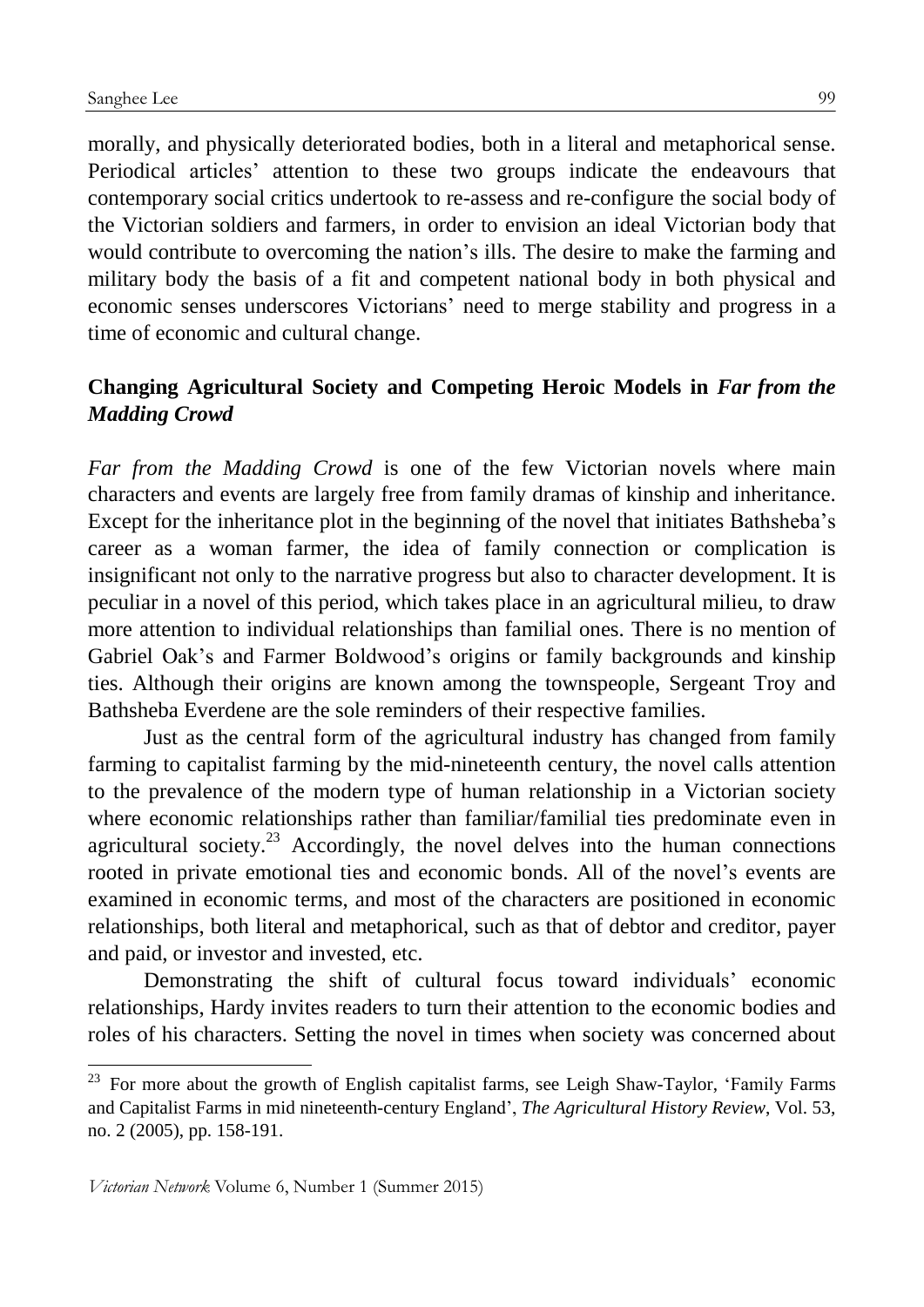morally, and physically deteriorated bodies, both in a literal and metaphorical sense. Periodical articles' attention to these two groups indicate the endeavours that contemporary social critics undertook to re-assess and re-configure the social body of the Victorian soldiers and farmers, in order to envision an ideal Victorian body that would contribute to overcoming the nation's ills. The desire to make the farming and military body the basis of a fit and competent national body in both physical and economic senses underscores Victorians' need to merge stability and progress in a time of economic and cultural change.

## Changing Agricultural Society and Competing Heroic Models in *Far from the Madding Crowd*

*Far from the Madding Crowd* is one of the few Victorian novels where main characters and events are largely free from family dramas of kinship and inheritance. Except for the inheritance plot in the beginning of the novel that initiates Bathsheba's career as a woman farmer, the idea of family connection or complication is insignificant not only to the narrative progress but also to character development. It is peculiar in a novel of this period, which takes place in an agricultural milieu, to draw more attention to individual relationships than familial ones. There is no mention of Gabriel Oak's and Farmer Boldwood's origins or family backgrounds and kinship ties. Although their origins are known among the townspeople, Sergeant Troy and Bathsheba Everdene are the sole reminders of their respective families.

Just as the central form of the agricultural industry has changed from family farming to capitalist farming by the mid-nineteenth century, the novel calls attention to the prevalence of the modern type of human relationship in a Victorian society where economic relationships rather than familiar/familial ties predominate even in agricultural society.[23] Accordingly, the novel delves into the human connections rooted in private emotional ties and economic bonds. All of the novel's events are examined in economic terms, and most of the characters are positioned in economic relationships, both literal and metaphorical, such as that of debtor and creditor, payer and paid, or investor and invested, etc.

Demonstrating the shift of cultural focus toward individuals' economic relationships, Hardy invites readers to turn their attention to the economic bodies and roles of his characters. Setting the novel in times when society was concerned about

[23] For more about the growth of English capitalist farms, see Leigh Shaw-Taylor, 'Family Farms and Capitalist Farms in mid nineteenth-century England', *The Agricultural History Review*, Vol. 53, no. 2 (2005), pp. 158-191.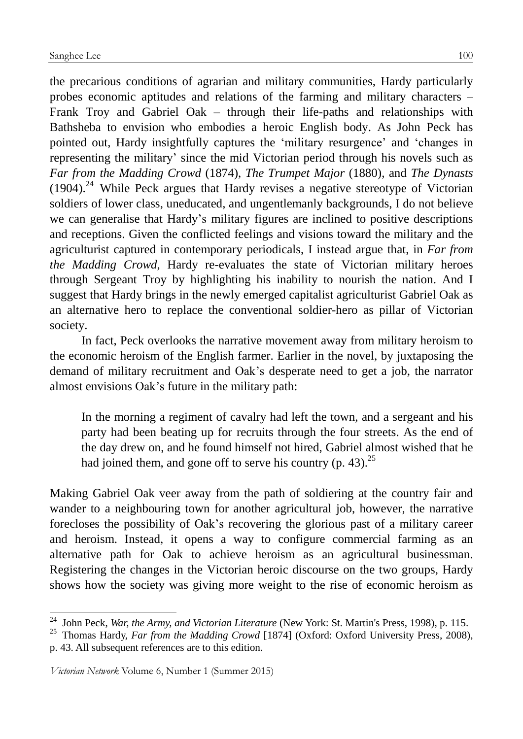the precarious conditions of agrarian and military communities, Hardy particularly probes economic aptitudes and relations of the farming and military characters – Frank Troy and Gabriel Oak – through their life-paths and relationships with Bathsheba to envision who embodies a heroic English body. As John Peck has pointed out, Hardy insightfully captures the 'military resurgence' and 'changes in representing the military' since the mid Victorian period through his novels such as *Far from the Madding Crowd* (1874), *The Trumpet Major* (1880), and *The Dynasts* (1904).[24] While Peck argues that Hardy revises a negative stereotype of Victorian soldiers of lower class, uneducated, and ungentlemanly backgrounds, I do not believe we can generalise that Hardy's military figures are inclined to positive descriptions and receptions. Given the conflicted feelings and visions toward the military and the agriculturist captured in contemporary periodicals, I instead argue that, in *Far from the Madding Crowd*, Hardy re-evaluates the state of Victorian military heroes through Sergeant Troy by highlighting his inability to nourish the nation. And I suggest that Hardy brings in the newly emerged capitalist agriculturist Gabriel Oak as an alternative hero to replace the conventional soldier-hero as pillar of Victorian society.

In fact, Peck overlooks the narrative movement away from military heroism to the economic heroism of the English farmer. Earlier in the novel, by juxtaposing the demand of military recruitment and Oak's desperate need to get a job, the narrator almost envisions Oak's future in the military path:

> In the morning a regiment of cavalry had left the town, and a sergeant and his party had been beating up for recruits through the four streets. As the end of the day drew on, and he found himself not hired, Gabriel almost wished that he had joined them, and gone off to serve his country (p. 43).[25]

Making Gabriel Oak veer away from the path of soldiering at the country fair and wander to a neighbouring town for another agricultural job, however, the narrative forecloses the possibility of Oak's recovering the glorious past of a military career and heroism. Instead, it opens a way to configure commercial farming as an alternative path for Oak to achieve heroism as an agricultural businessman. Registering the changes in the Victorian heroic discourse on the two groups, Hardy shows how the society was giving more weight to the rise of economic heroism as

---

[24] John Peck, *War, the Army, and Victorian Literature* (New York: St. Martin's Press, 1998), p. 115.

[25] Thomas Hardy, *Far from the Madding Crowd* [1874] (Oxford: Oxford University Press, 2008), p. 43. All subsequent references are to this edition.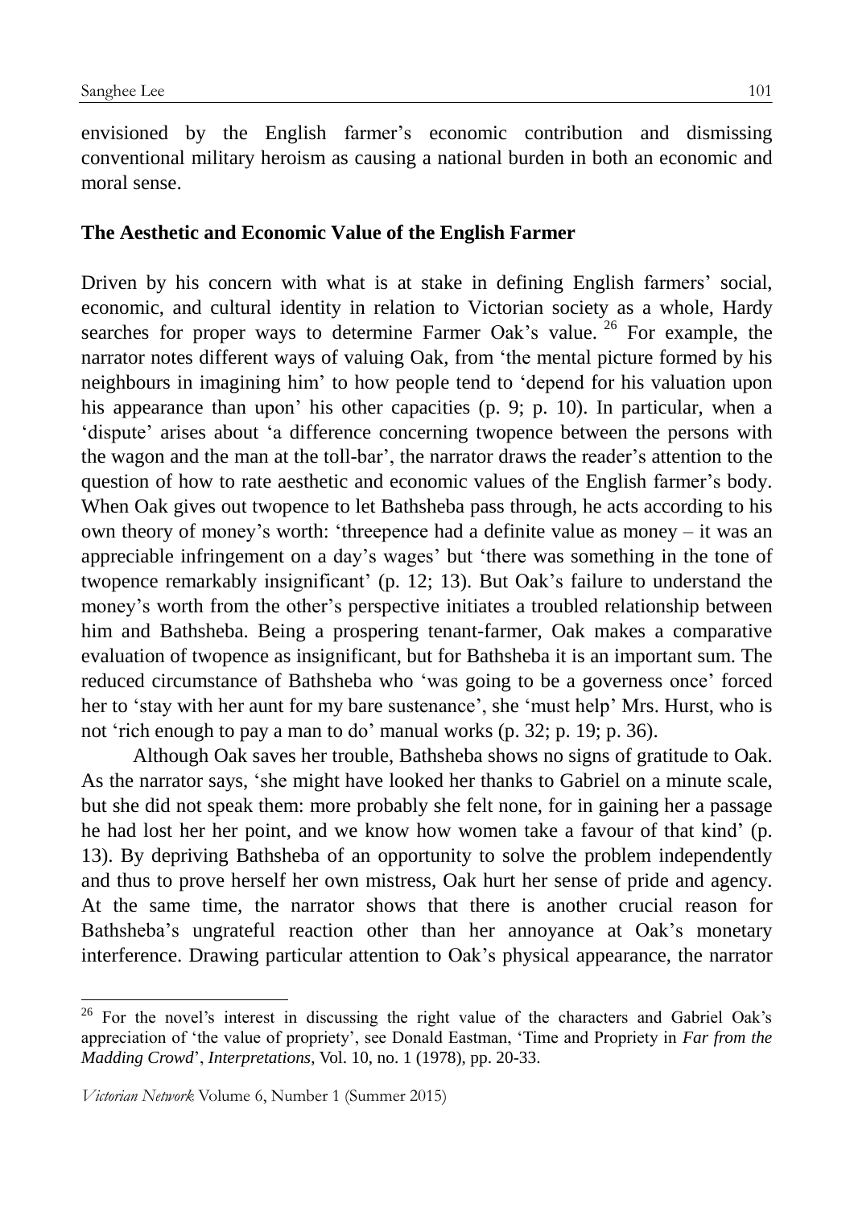envisioned by the English farmer's economic contribution and dismissing conventional military heroism as causing a national burden in both an economic and moral sense.

## The Aesthetic and Economic Value of the English Farmer

Driven by his concern with what is at stake in defining English farmers' social, economic, and cultural identity in relation to Victorian society as a whole, Hardy searches for proper ways to determine Farmer Oak's value.[26] For example, the narrator notes different ways of valuing Oak, from 'the mental picture formed by his neighbours in imagining him' to how people tend to 'depend for his valuation upon his appearance than upon' his other capacities (p. 9; p. 10). In particular, when a 'dispute' arises about 'a difference concerning twopence between the persons with the wagon and the man at the toll-bar', the narrator draws the reader's attention to the question of how to rate aesthetic and economic values of the English farmer's body. When Oak gives out twopence to let Bathsheba pass through, he acts according to his own theory of money's worth: 'threepence had a definite value as money – it was an appreciable infringement on a day's wages' but 'there was something in the tone of twopence remarkably insignificant' (p. 12; 13). But Oak's failure to understand the money's worth from the other's perspective initiates a troubled relationship between him and Bathsheba. Being a prospering tenant-farmer, Oak makes a comparative evaluation of twopence as insignificant, but for Bathsheba it is an important sum. The reduced circumstance of Bathsheba who 'was going to be a governess once' forced her to 'stay with her aunt for my bare sustenance', she 'must help' Mrs. Hurst, who is not 'rich enough to pay a man to do' manual works (p. 32; p. 19; p. 36).

Although Oak saves her trouble, Bathsheba shows no signs of gratitude to Oak. As the narrator says, 'she might have looked her thanks to Gabriel on a minute scale, but she did not speak them: more probably she felt none, for in gaining her a passage he had lost her her point, and we know how women take a favour of that kind' (p. 13). By depriving Bathsheba of an opportunity to solve the problem independently and thus to prove herself her own mistress, Oak hurt her sense of pride and agency. At the same time, the narrator shows that there is another crucial reason for Bathsheba's ungrateful reaction other than her annoyance at Oak's monetary interference. Drawing particular attention to Oak's physical appearance, the narrator

---

[26] For the novel's interest in discussing the right value of the characters and Gabriel Oak's appreciation of 'the value of propriety', see Donald Eastman, 'Time and Propriety in *Far from the Madding Crowd*', *Interpretations*, Vol. 10, no. 1 (1978), pp. 20-33.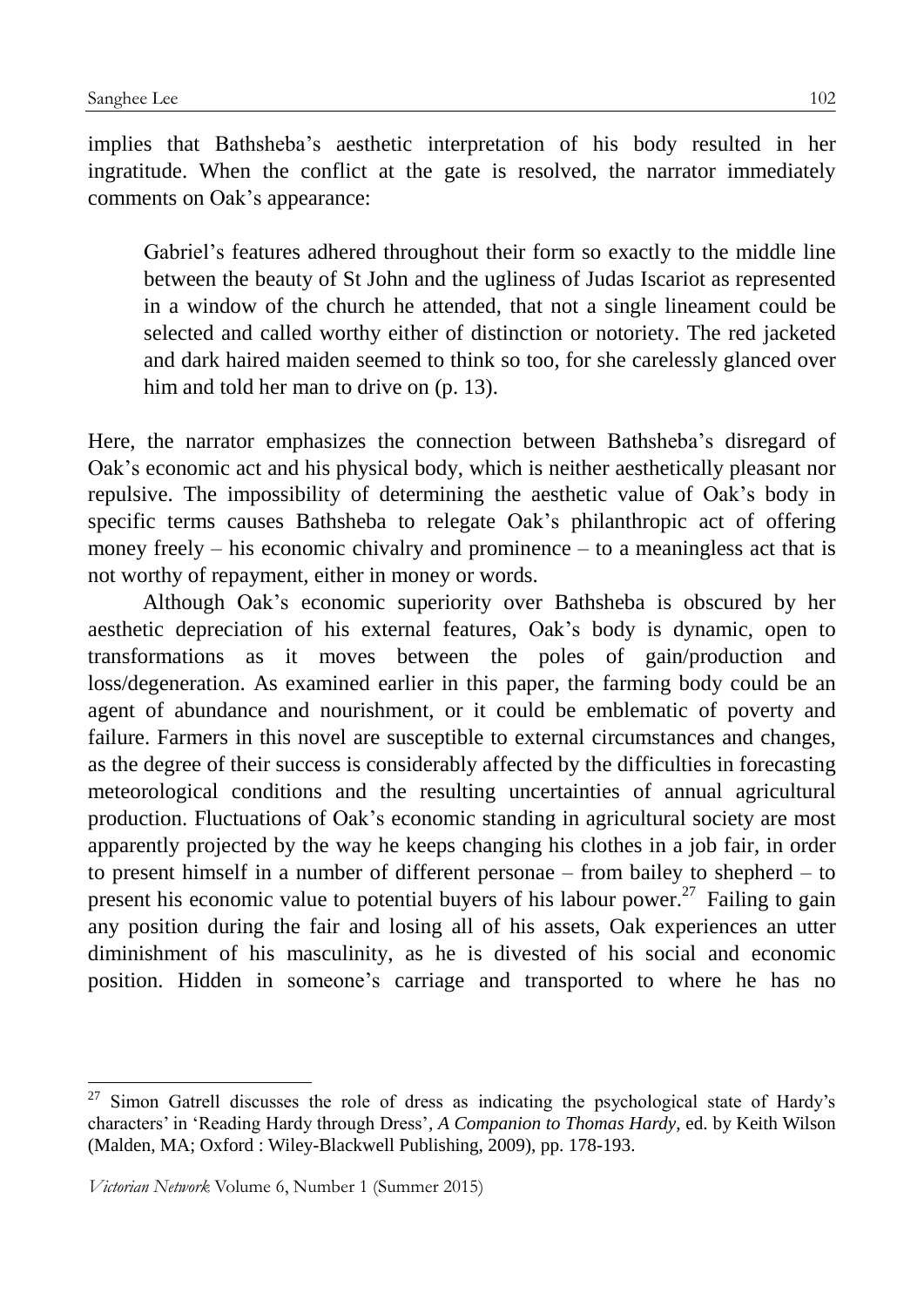implies that Bathsheba's aesthetic interpretation of his body resulted in her ingratitude. When the conflict at the gate is resolved, the narrator immediately comments on Oak's appearance:

> Gabriel's features adhered throughout their form so exactly to the middle line between the beauty of St John and the ugliness of Judas Iscariot as represented in a window of the church he attended, that not a single lineament could be selected and called worthy either of distinction or notoriety. The red jacketed and dark haired maiden seemed to think so too, for she carelessly glanced over him and told her man to drive on (p. 13).

Here, the narrator emphasizes the connection between Bathsheba's disregard of Oak's economic act and his physical body, which is neither aesthetically pleasant nor repulsive. The impossibility of determining the aesthetic value of Oak's body in specific terms causes Bathsheba to relegate Oak's philanthropic act of offering money freely – his economic chivalry and prominence – to a meaningless act that is not worthy of repayment, either in money or words.

Although Oak's economic superiority over Bathsheba is obscured by her aesthetic depreciation of his external features, Oak's body is dynamic, open to transformations as it moves between the poles of gain/production and loss/degeneration. As examined earlier in this paper, the farming body could be an agent of abundance and nourishment, or it could be emblematic of poverty and failure. Farmers in this novel are susceptible to external circumstances and changes, as the degree of their success is considerably affected by the difficulties in forecasting meteorological conditions and the resulting uncertainties of annual agricultural production. Fluctuations of Oak's economic standing in agricultural society are most apparently projected by the way he keeps changing his clothes in a job fair, in order to present himself in a number of different personae – from bailey to shepherd – to present his economic value to potential buyers of his labour power.[27] Failing to gain any position during the fair and losing all of his assets, Oak experiences an utter diminishment of his masculinity, as he is divested of his social and economic position. Hidden in someone's carriage and transported to where he has no

---

[27] Simon Gatrell discusses the role of dress as indicating the psychological state of Hardy's characters' in 'Reading Hardy through Dress', *A Companion to Thomas Hardy*, ed. by Keith Wilson (Malden, MA; Oxford : Wiley-Blackwell Publishing, 2009), pp. 178-193.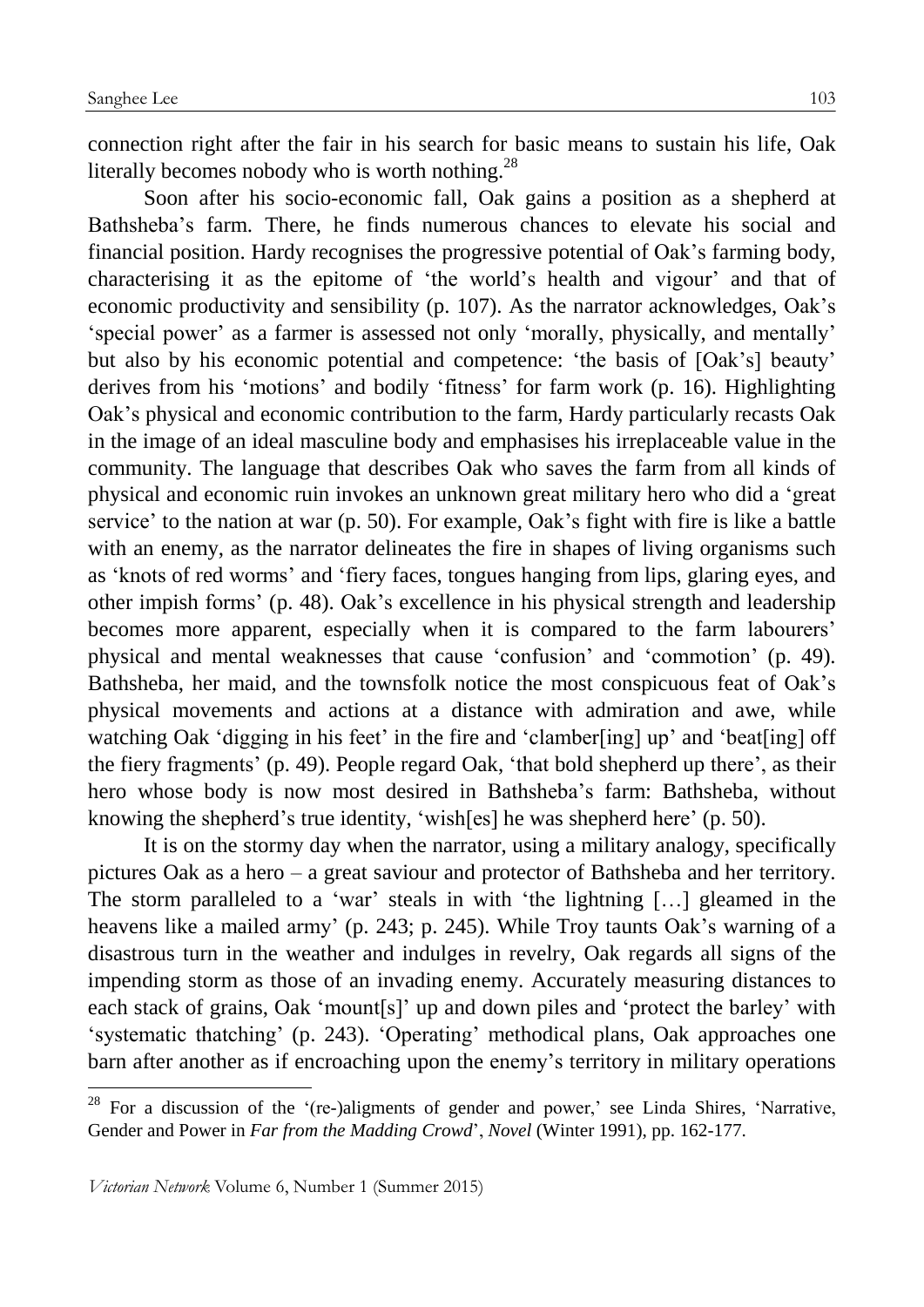connection right after the fair in his search for basic means to sustain his life, Oak literally becomes nobody who is worth nothing.[28]

Soon after his socio-economic fall, Oak gains a position as a shepherd at Bathsheba's farm. There, he finds numerous chances to elevate his social and financial position. Hardy recognises the progressive potential of Oak's farming body, characterising it as the epitome of 'the world's health and vigour' and that of economic productivity and sensibility (p. 107). As the narrator acknowledges, Oak's 'special power' as a farmer is assessed not only 'morally, physically, and mentally' but also by his economic potential and competence: 'the basis of [Oak's] beauty' derives from his 'motions' and bodily 'fitness' for farm work (p. 16). Highlighting Oak's physical and economic contribution to the farm, Hardy particularly recasts Oak in the image of an ideal masculine body and emphasises his irreplaceable value in the community. The language that describes Oak who saves the farm from all kinds of physical and economic ruin invokes an unknown great military hero who did a 'great service' to the nation at war (p. 50). For example, Oak's fight with fire is like a battle with an enemy, as the narrator delineates the fire in shapes of living organisms such as 'knots of red worms' and 'fiery faces, tongues hanging from lips, glaring eyes, and other impish forms' (p. 48). Oak's excellence in his physical strength and leadership becomes more apparent, especially when it is compared to the farm labourers' physical and mental weaknesses that cause 'confusion' and 'commotion' (p. 49). Bathsheba, her maid, and the townsfolk notice the most conspicuous feat of Oak's physical movements and actions at a distance with admiration and awe, while watching Oak 'digging in his feet' in the fire and 'clamber[ing] up' and 'beat[ing] off the fiery fragments' (p. 49). People regard Oak, 'that bold shepherd up there', as their hero whose body is now most desired in Bathsheba's farm: Bathsheba, without knowing the shepherd's true identity, 'wish[es] he was shepherd here' (p. 50).

It is on the stormy day when the narrator, using a military analogy, specifically pictures Oak as a hero – a great saviour and protector of Bathsheba and her territory. The storm paralleled to a 'war' steals in with 'the lightning […] gleamed in the heavens like a mailed army' (p. 243; p. 245). While Troy taunts Oak's warning of a disastrous turn in the weather and indulges in revelry, Oak regards all signs of the impending storm as those of an invading enemy. Accurately measuring distances to each stack of grains, Oak 'mount[s]' up and down piles and 'protect the barley' with 'systematic thatching' (p. 243). 'Operating' methodical plans, Oak approaches one barn after another as if encroaching upon the enemy's territory in military operations

---

[28] For a discussion of the '(re-)aligments of gender and power,' see Linda Shires, 'Narrative, Gender and Power in *Far from the Madding Crowd*', *Novel* (Winter 1991), pp. 162-177.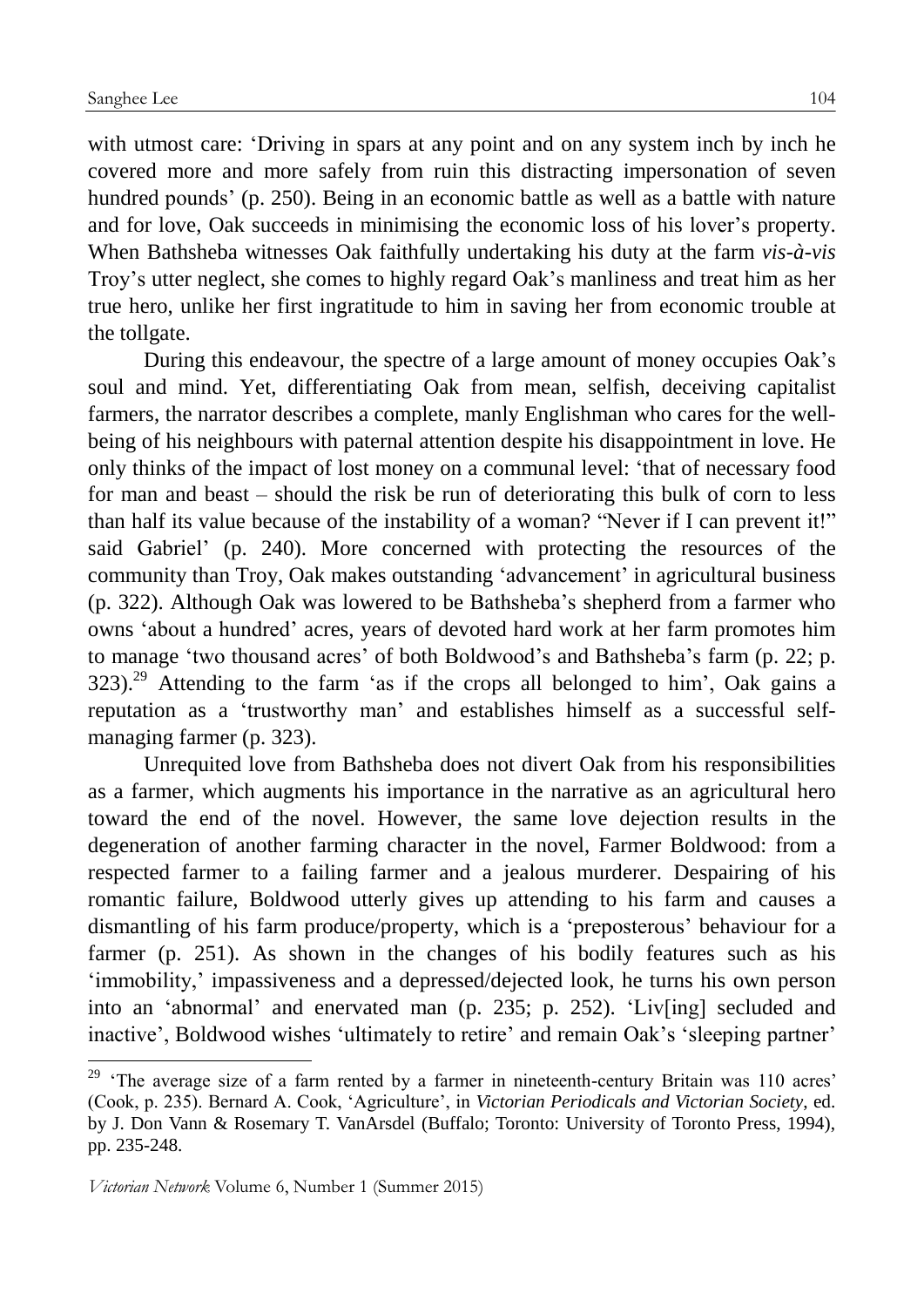with utmost care: 'Driving in spars at any point and on any system inch by inch he covered more and more safely from ruin this distracting impersonation of seven hundred pounds' (p. 250). Being in an economic battle as well as a battle with nature and for love, Oak succeeds in minimising the economic loss of his lover's property. When Bathsheba witnesses Oak faithfully undertaking his duty at the farm *vis-à-vis* Troy's utter neglect, she comes to highly regard Oak's manliness and treat him as her true hero, unlike her first ingratitude to him in saving her from economic trouble at the tollgate.

During this endeavour, the spectre of a large amount of money occupies Oak's soul and mind. Yet, differentiating Oak from mean, selfish, deceiving capitalist farmers, the narrator describes a complete, manly Englishman who cares for the well-being of his neighbours with paternal attention despite his disappointment in love. He only thinks of the impact of lost money on a communal level: 'that of necessary food for man and beast – should the risk be run of deteriorating this bulk of corn to less than half its value because of the instability of a woman? "Never if I can prevent it!" said Gabriel' (p. 240). More concerned with protecting the resources of the community than Troy, Oak makes outstanding 'advancement' in agricultural business (p. 322). Although Oak was lowered to be Bathsheba's shepherd from a farmer who owns 'about a hundred' acres, years of devoted hard work at her farm promotes him to manage 'two thousand acres' of both Boldwood's and Bathsheba's farm (p. 22; p. 323).[29] Attending to the farm 'as if the crops all belonged to him', Oak gains a reputation as a 'trustworthy man' and establishes himself as a successful self-managing farmer (p. 323).

Unrequited love from Bathsheba does not divert Oak from his responsibilities as a farmer, which augments his importance in the narrative as an agricultural hero toward the end of the novel. However, the same love dejection results in the degeneration of another farming character in the novel, Farmer Boldwood: from a respected farmer to a failing farmer and a jealous murderer. Despairing of his romantic failure, Boldwood utterly gives up attending to his farm and causes a dismantling of his farm produce/property, which is a 'preposterous' behaviour for a farmer (p. 251). As shown in the changes of his bodily features such as his 'immobility,' impassiveness and a depressed/dejected look, he turns his own person into an 'abnormal' and enervated man (p. 235; p. 252). 'Liv[ing] secluded and inactive', Boldwood wishes 'ultimately to retire' and remain Oak's 'sleeping partner'

---

[29] 'The average size of a farm rented by a farmer in nineteenth-century Britain was 110 acres' (Cook, p. 235). Bernard A. Cook, 'Agriculture', in *Victorian Periodicals and Victorian Society*, ed. by J. Don Vann & Rosemary T. VanArsdel (Buffalo; Toronto: University of Toronto Press, 1994), pp. 235-248.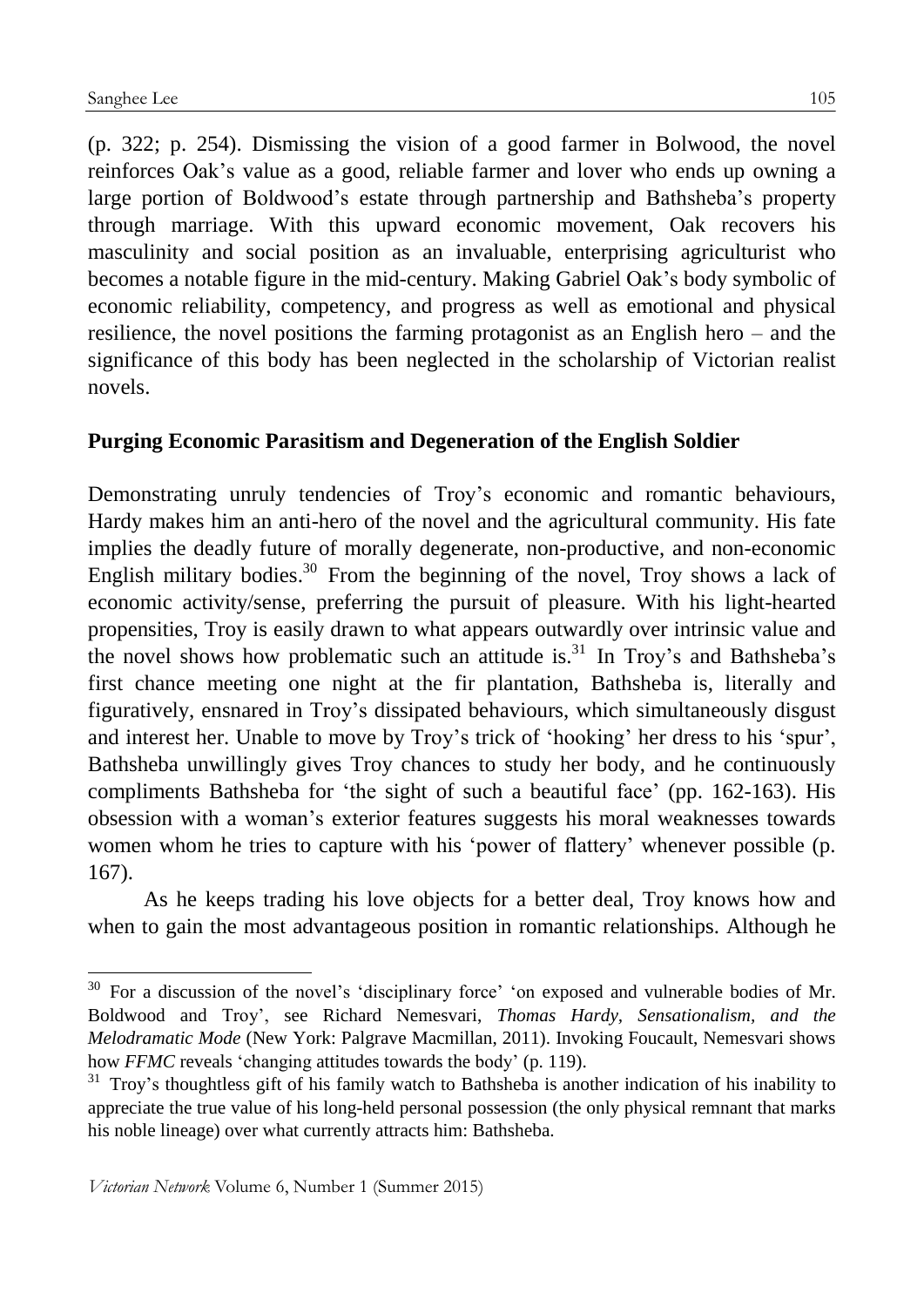(p. 322; p. 254). Dismissing the vision of a good farmer in Bolwood, the novel reinforces Oak's value as a good, reliable farmer and lover who ends up owning a large portion of Boldwood's estate through partnership and Bathsheba's property through marriage. With this upward economic movement, Oak recovers his masculinity and social position as an invaluable, enterprising agriculturist who becomes a notable figure in the mid-century. Making Gabriel Oak's body symbolic of economic reliability, competency, and progress as well as emotional and physical resilience, the novel positions the farming protagonist as an English hero – and the significance of this body has been neglected in the scholarship of Victorian realist novels.

## Purging Economic Parasitism and Degeneration of the English Soldier

Demonstrating unruly tendencies of Troy's economic and romantic behaviours, Hardy makes him an anti-hero of the novel and the agricultural community. His fate implies the deadly future of morally degenerate, non-productive, and non-economic English military bodies.[30] From the beginning of the novel, Troy shows a lack of economic activity/sense, preferring the pursuit of pleasure. With his light-hearted propensities, Troy is easily drawn to what appears outwardly over intrinsic value and the novel shows how problematic such an attitude is.[31] In Troy's and Bathsheba's first chance meeting one night at the fir plantation, Bathsheba is, literally and figuratively, ensnared in Troy's dissipated behaviours, which simultaneously disgust and interest her. Unable to move by Troy's trick of 'hooking' her dress to his 'spur', Bathsheba unwillingly gives Troy chances to study her body, and he continuously compliments Bathsheba for 'the sight of such a beautiful face' (pp. 162-163). His obsession with a woman's exterior features suggests his moral weaknesses towards women whom he tries to capture with his 'power of flattery' whenever possible (p. 167).

As he keeps trading his love objects for a better deal, Troy knows how and when to gain the most advantageous position in romantic relationships. Although he

---

[30] For a discussion of the novel's 'disciplinary force' 'on exposed and vulnerable bodies of Mr. Boldwood and Troy', see Richard Nemesvari, *Thomas Hardy, Sensationalism, and the Melodramatic Mode* (New York: Palgrave Macmillan, 2011). Invoking Foucault, Nemesvari shows how *FFMC* reveals 'changing attitudes towards the body' (p. 119).

[31] Troy's thoughtless gift of his family watch to Bathsheba is another indication of his inability to appreciate the true value of his long-held personal possession (the only physical remnant that marks his noble lineage) over what currently attracts him: Bathsheba.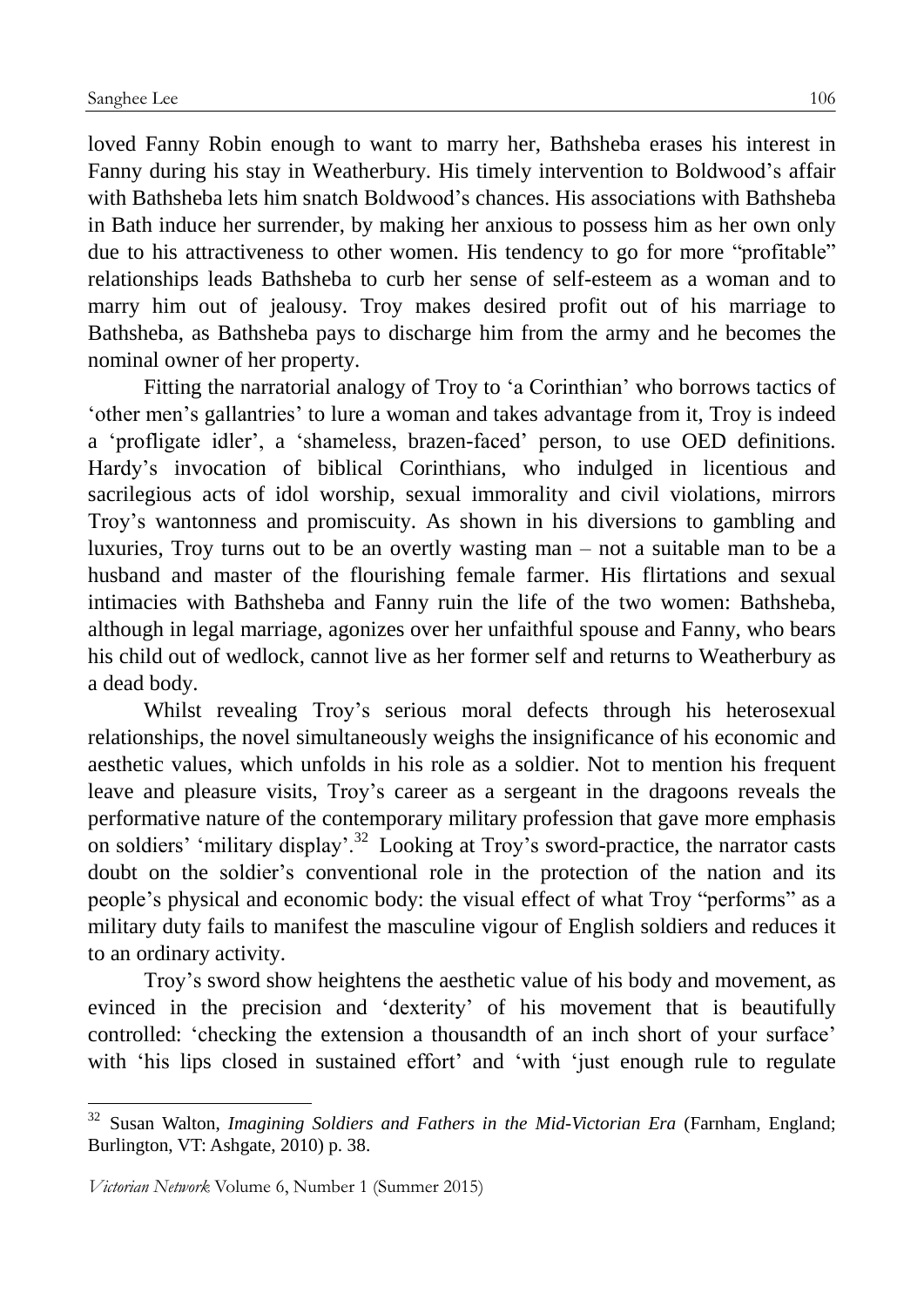loved Fanny Robin enough to want to marry her, Bathsheba erases his interest in Fanny during his stay in Weatherbury. His timely intervention to Boldwood's affair with Bathsheba lets him snatch Boldwood's chances. His associations with Bathsheba in Bath induce her surrender, by making her anxious to possess him as her own only due to his attractiveness to other women. His tendency to go for more "profitable" relationships leads Bathsheba to curb her sense of self-esteem as a woman and to marry him out of jealousy. Troy makes desired profit out of his marriage to Bathsheba, as Bathsheba pays to discharge him from the army and he becomes the nominal owner of her property.

Fitting the narratorial analogy of Troy to 'a Corinthian' who borrows tactics of 'other men's gallantries' to lure a woman and takes advantage from it, Troy is indeed a 'profligate idler', a 'shameless, brazen-faced' person, to use OED definitions. Hardy's invocation of biblical Corinthians, who indulged in licentious and sacrilegious acts of idol worship, sexual immorality and civil violations, mirrors Troy's wantonness and promiscuity. As shown in his diversions to gambling and luxuries, Troy turns out to be an overtly wasting man – not a suitable man to be a husband and master of the flourishing female farmer. His flirtations and sexual intimacies with Bathsheba and Fanny ruin the life of the two women: Bathsheba, although in legal marriage, agonizes over her unfaithful spouse and Fanny, who bears his child out of wedlock, cannot live as her former self and returns to Weatherbury as a dead body.

Whilst revealing Troy's serious moral defects through his heterosexual relationships, the novel simultaneously weighs the insignificance of his economic and aesthetic values, which unfolds in his role as a soldier. Not to mention his frequent leave and pleasure visits, Troy's career as a sergeant in the dragoons reveals the performative nature of the contemporary military profession that gave more emphasis on soldiers' 'military display'.[32] Looking at Troy's sword-practice, the narrator casts doubt on the soldier's conventional role in the protection of the nation and its people's physical and economic body: the visual effect of what Troy "performs" as a military duty fails to manifest the masculine vigour of English soldiers and reduces it to an ordinary activity.

Troy's sword show heightens the aesthetic value of his body and movement, as evinced in the precision and 'dexterity' of his movement that is beautifully controlled: 'checking the extension a thousandth of an inch short of your surface' with 'his lips closed in sustained effort' and 'with 'just enough rule to regulate

---

[32] Susan Walton, *Imagining Soldiers and Fathers in the Mid-Victorian Era* (Farnham, England; Burlington, VT: Ashgate, 2010) p. 38.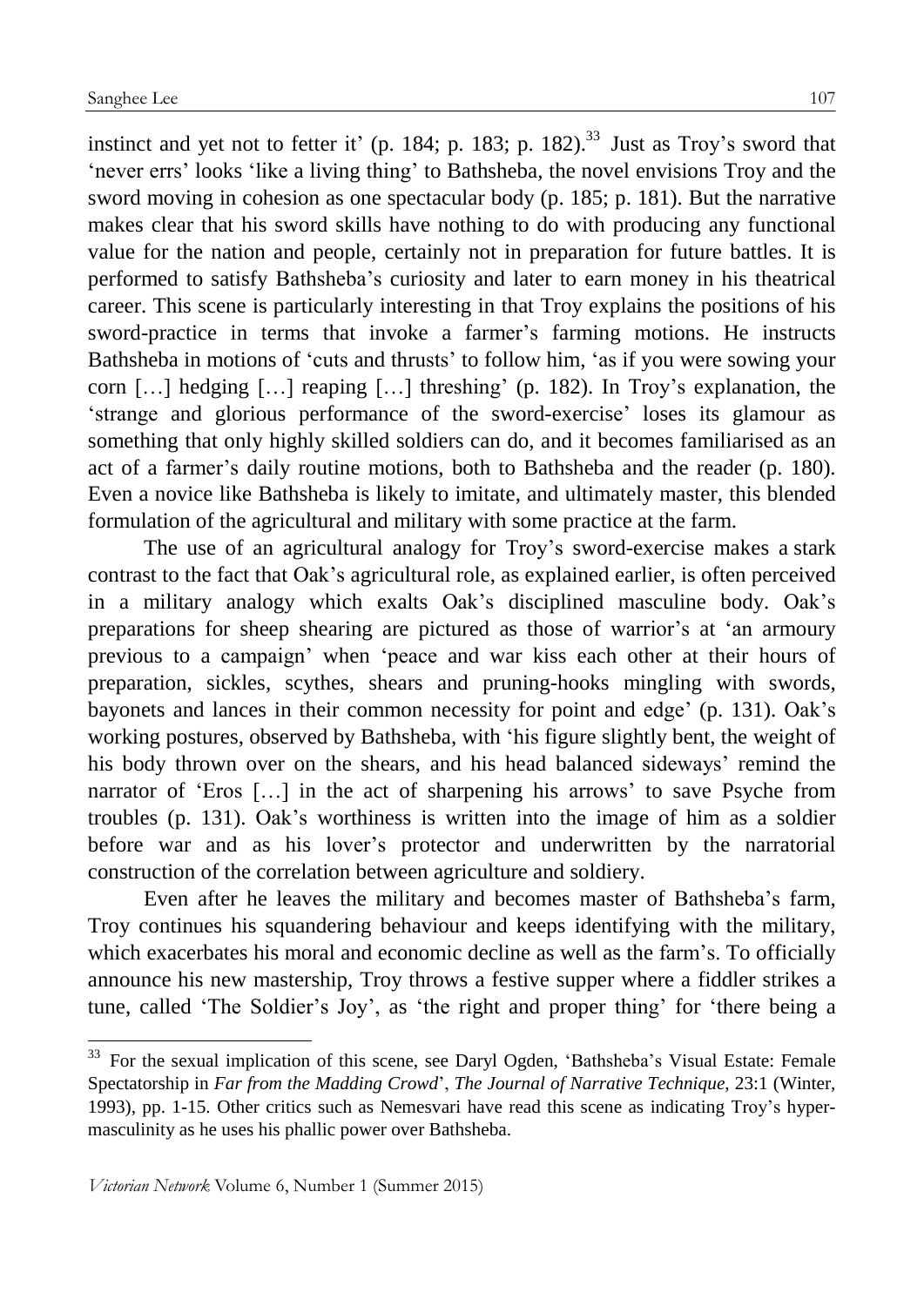instinct and yet not to fetter it' (p. 184; p. 183; p. 182).[33] Just as Troy's sword that 'never errs' looks 'like a living thing' to Bathsheba, the novel envisions Troy and the sword moving in cohesion as one spectacular body (p. 185; p. 181). But the narrative makes clear that his sword skills have nothing to do with producing any functional value for the nation and people, certainly not in preparation for future battles. It is performed to satisfy Bathsheba's curiosity and later to earn money in his theatrical career. This scene is particularly interesting in that Troy explains the positions of his sword-practice in terms that invoke a farmer's farming motions. He instructs Bathsheba in motions of 'cuts and thrusts' to follow him, 'as if you were sowing your corn […] hedging […] reaping […] threshing' (p. 182). In Troy's explanation, the 'strange and glorious performance of the sword-exercise' loses its glamour as something that only highly skilled soldiers can do, and it becomes familiarised as an act of a farmer's daily routine motions, both to Bathsheba and the reader (p. 180). Even a novice like Bathsheba is likely to imitate, and ultimately master, this blended formulation of the agricultural and military with some practice at the farm.

The use of an agricultural analogy for Troy's sword-exercise makes a stark contrast to the fact that Oak's agricultural role, as explained earlier, is often perceived in a military analogy which exalts Oak's disciplined masculine body. Oak's preparations for sheep shearing are pictured as those of warrior's at 'an armoury previous to a campaign' when 'peace and war kiss each other at their hours of preparation, sickles, scythes, shears and pruning-hooks mingling with swords, bayonets and lances in their common necessity for point and edge' (p. 131). Oak's working postures, observed by Bathsheba, with 'his figure slightly bent, the weight of his body thrown over on the shears, and his head balanced sideways' remind the narrator of 'Eros […] in the act of sharpening his arrows' to save Psyche from troubles (p. 131). Oak's worthiness is written into the image of him as a soldier before war and as his lover's protector and underwritten by the narratorial construction of the correlation between agriculture and soldiery.

Even after he leaves the military and becomes master of Bathsheba's farm, Troy continues his squandering behaviour and keeps identifying with the military, which exacerbates his moral and economic decline as well as the farm's. To officially announce his new mastership, Troy throws a festive supper where a fiddler strikes a tune, called 'The Soldier's Joy', as 'the right and proper thing' for 'there being a

---

[33] For the sexual implication of this scene, see Daryl Ogden, 'Bathsheba's Visual Estate: Female Spectatorship in *Far from the Madding Crowd*', *The Journal of Narrative Technique*, 23:1 (Winter, 1993), pp. 1-15. Other critics such as Nemesvari have read this scene as indicating Troy's hyper-masculinity as he uses his phallic power over Bathsheba.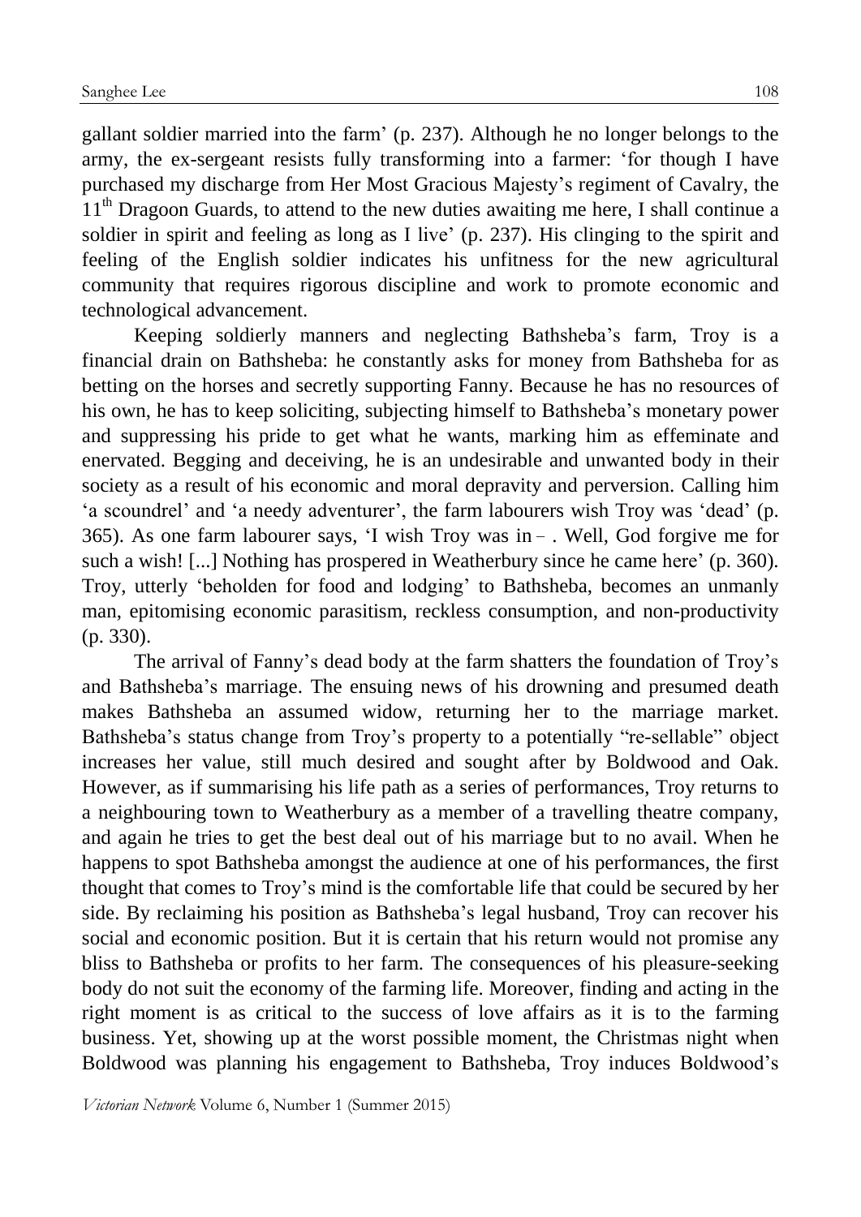gallant soldier married into the farm' (p. 237). Although he no longer belongs to the army, the ex-sergeant resists fully transforming into a farmer: 'for though I have purchased my discharge from Her Most Gracious Majesty's regiment of Cavalry, the 11th Dragoon Guards, to attend to the new duties awaiting me here, I shall continue a soldier in spirit and feeling as long as I live' (p. 237). His clinging to the spirit and feeling of the English soldier indicates his unfitness for the new agricultural community that requires rigorous discipline and work to promote economic and technological advancement.

Keeping soldierly manners and neglecting Bathsheba's farm, Troy is a financial drain on Bathsheba: he constantly asks for money from Bathsheba for as betting on the horses and secretly supporting Fanny. Because he has no resources of his own, he has to keep soliciting, subjecting himself to Bathsheba's monetary power and suppressing his pride to get what he wants, marking him as effeminate and enervated. Begging and deceiving, he is an undesirable and unwanted body in their society as a result of his economic and moral depravity and perversion. Calling him 'a scoundrel' and 'a needy adventurer', the farm labourers wish Troy was 'dead' (p. 365). As one farm labourer says, 'I wish Troy was in – . Well, God forgive me for such a wish! [...] Nothing has prospered in Weatherbury since he came here' (p. 360). Troy, utterly 'beholden for food and lodging' to Bathsheba, becomes an unmanly man, epitomising economic parasitism, reckless consumption, and non-productivity (p. 330).

The arrival of Fanny's dead body at the farm shatters the foundation of Troy's and Bathsheba's marriage. The ensuing news of his drowning and presumed death makes Bathsheba an assumed widow, returning her to the marriage market. Bathsheba's status change from Troy's property to a potentially "re-sellable" object increases her value, still much desired and sought after by Boldwood and Oak. However, as if summarising his life path as a series of performances, Troy returns to a neighbouring town to Weatherbury as a member of a travelling theatre company, and again he tries to get the best deal out of his marriage but to no avail. When he happens to spot Bathsheba amongst the audience at one of his performances, the first thought that comes to Troy's mind is the comfortable life that could be secured by her side. By reclaiming his position as Bathsheba's legal husband, Troy can recover his social and economic position. But it is certain that his return would not promise any bliss to Bathsheba or profits to her farm. The consequences of his pleasure-seeking body do not suit the economy of the farming life. Moreover, finding and acting in the right moment is as critical to the success of love affairs as it is to the farming business. Yet, showing up at the worst possible moment, the Christmas night when Boldwood was planning his engagement to Bathsheba, Troy induces Boldwood's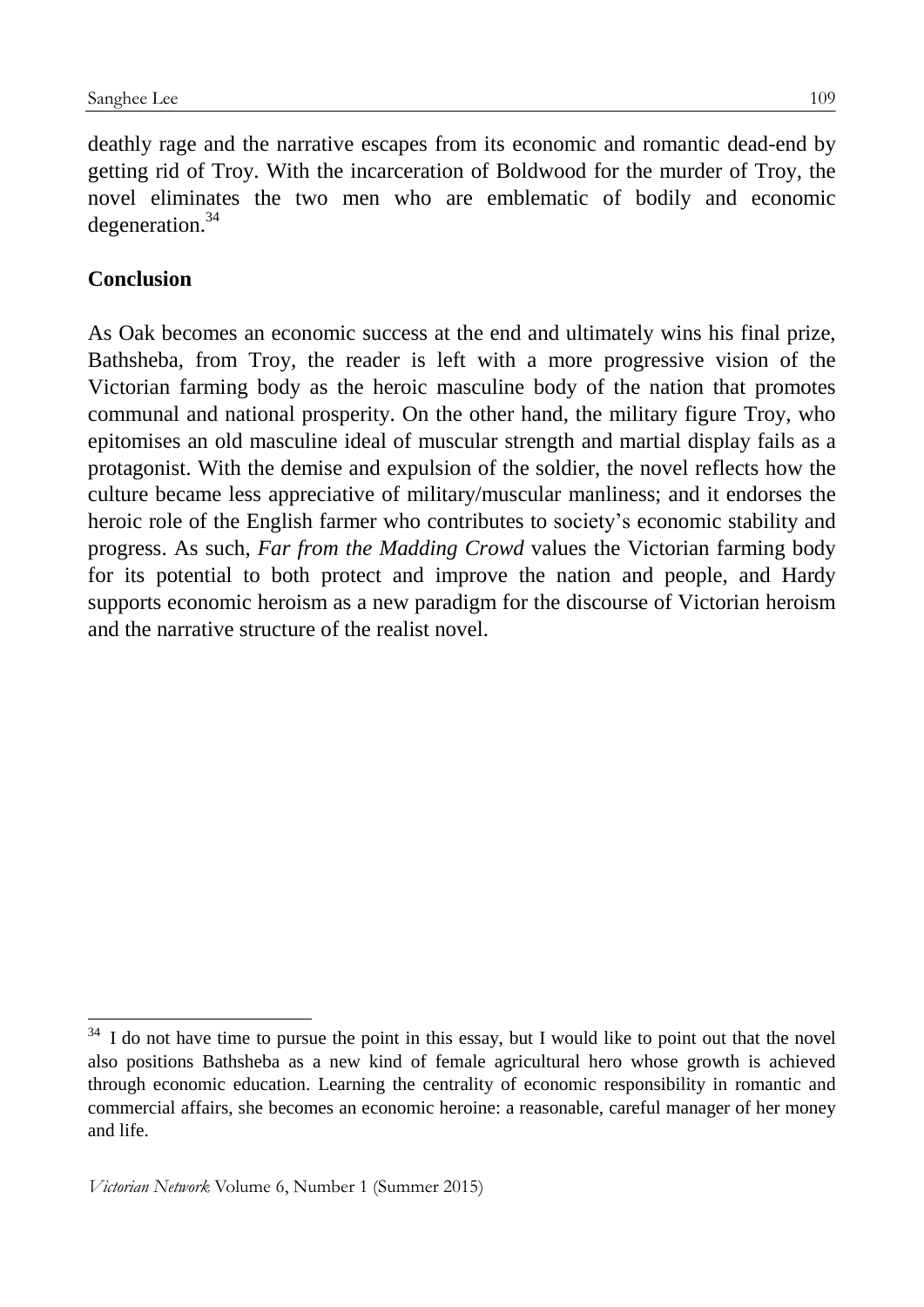deathly rage and the narrative escapes from its economic and romantic dead-end by getting rid of Troy. With the incarceration of Boldwood for the murder of Troy, the novel eliminates the two men who are emblematic of bodily and economic degeneration.[34]

## Conclusion

As Oak becomes an economic success at the end and ultimately wins his final prize, Bathsheba, from Troy, the reader is left with a more progressive vision of the Victorian farming body as the heroic masculine body of the nation that promotes communal and national prosperity. On the other hand, the military figure Troy, who epitomises an old masculine ideal of muscular strength and martial display fails as a protagonist. With the demise and expulsion of the soldier, the novel reflects how the culture became less appreciative of military/muscular manliness; and it endorses the heroic role of the English farmer who contributes to society's economic stability and progress. As such, *Far from the Madding Crowd* values the Victorian farming body for its potential to both protect and improve the nation and people, and Hardy supports economic heroism as a new paradigm for the discourse of Victorian heroism and the narrative structure of the realist novel.

[34] I do not have time to pursue the point in this essay, but I would like to point out that the novel also positions Bathsheba as a new kind of female agricultural hero whose growth is achieved through economic education. Learning the centrality of economic responsibility in romantic and commercial affairs, she becomes an economic heroine: a reasonable, careful manager of her money and life.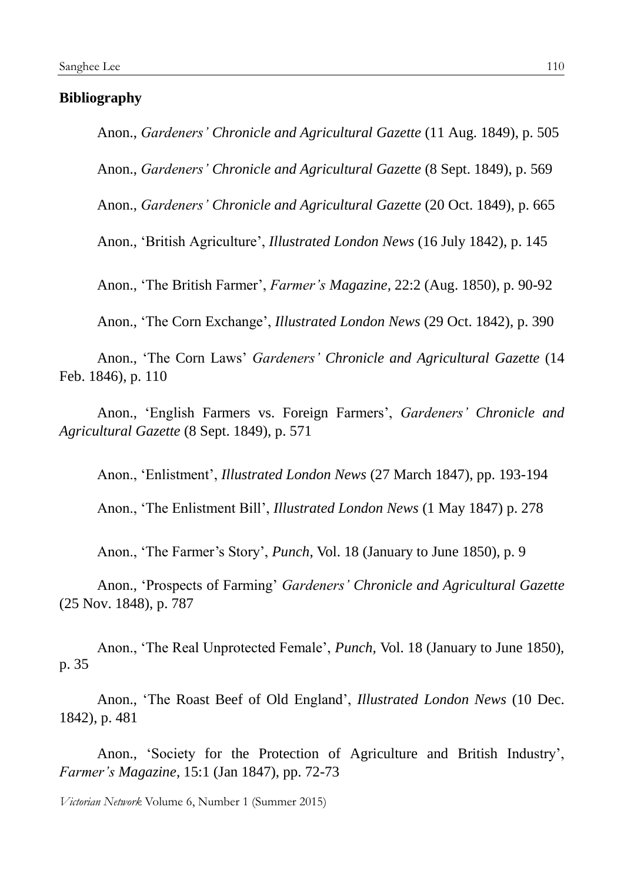**Bibliography**

Anon., *Gardeners' Chronicle and Agricultural Gazette* (11 Aug. 1849), p. 505

Anon., *Gardeners' Chronicle and Agricultural Gazette* (8 Sept. 1849), p. 569

Anon., *Gardeners' Chronicle and Agricultural Gazette* (20 Oct. 1849), p. 665

Anon., 'British Agriculture', *Illustrated London News* (16 July 1842), p. 145

Anon., 'The British Farmer', *Farmer's Magazine*, 22:2 (Aug. 1850), p. 90-92

Anon., 'The Corn Exchange', *Illustrated London News* (29 Oct. 1842), p. 390

Anon., 'The Corn Laws' *Gardeners' Chronicle and Agricultural Gazette* (14 Feb. 1846), p. 110

Anon., 'English Farmers vs. Foreign Farmers', *Gardeners' Chronicle and Agricultural Gazette* (8 Sept. 1849), p. 571

Anon., 'Enlistment', *Illustrated London News* (27 March 1847), pp. 193-194

Anon., 'The Enlistment Bill', *Illustrated London News* (1 May 1847) p. 278

Anon., 'The Farmer's Story', *Punch*, Vol. 18 (January to June 1850), p. 9

Anon., 'Prospects of Farming' *Gardeners' Chronicle and Agricultural Gazette* (25 Nov. 1848), p. 787

Anon., 'The Real Unprotected Female', *Punch,* Vol. 18 (January to June 1850), p. 35

Anon., 'The Roast Beef of Old England', *Illustrated London News* (10 Dec. 1842), p. 481

Anon., 'Society for the Protection of Agriculture and British Industry', *Farmer's Magazine*, 15:1 (Jan 1847), pp. 72-73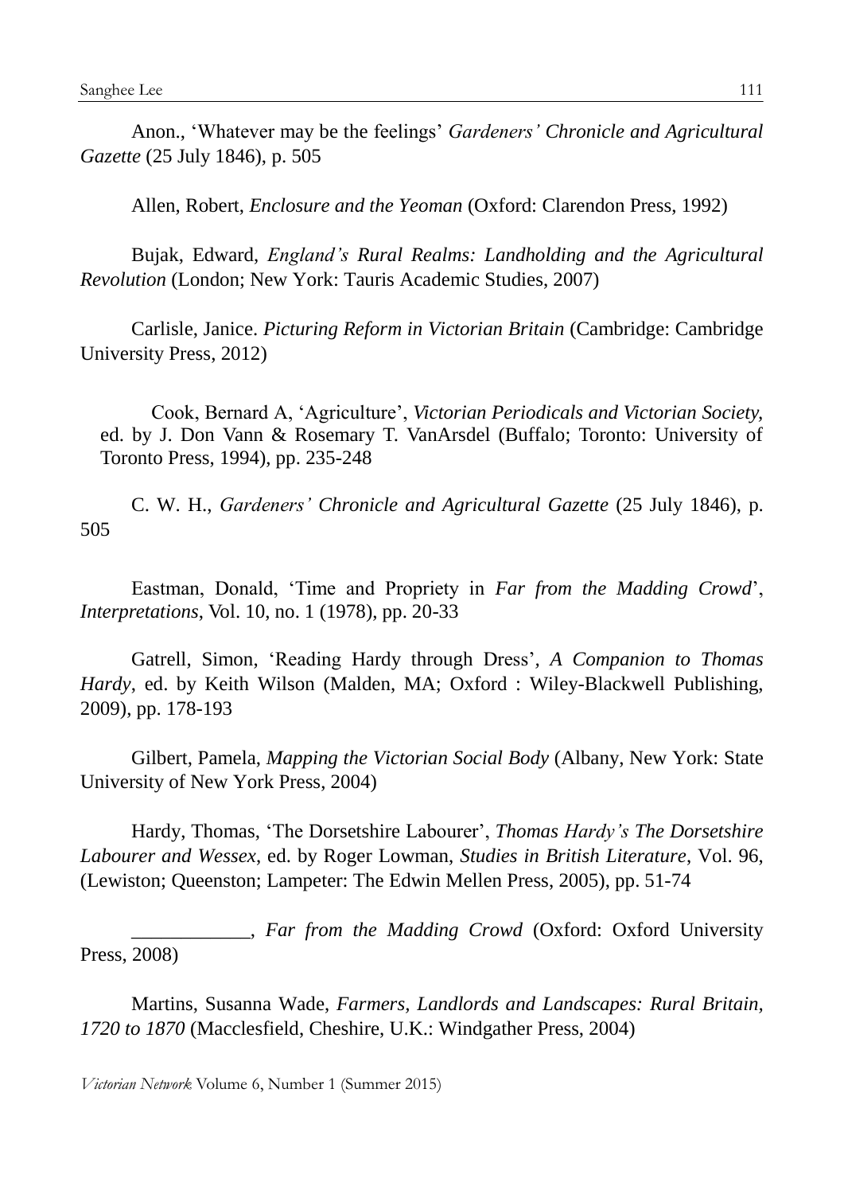Anon., 'Whatever may be the feelings' *Gardeners' Chronicle and Agricultural Gazette* (25 July 1846), p. 505

Allen, Robert, *Enclosure and the Yeoman* (Oxford: Clarendon Press, 1992)

Bujak, Edward, *England's Rural Realms: Landholding and the Agricultural Revolution* (London; New York: Tauris Academic Studies, 2007)

Carlisle, Janice. *Picturing Reform in Victorian Britain* (Cambridge: Cambridge University Press, 2012)

Cook, Bernard A, 'Agriculture', *Victorian Periodicals and Victorian Society,* ed. by J. Don Vann & Rosemary T. VanArsdel (Buffalo; Toronto: University of Toronto Press, 1994), pp. 235-248

C. W. H., *Gardeners' Chronicle and Agricultural Gazette* (25 July 1846), p. 505

Eastman, Donald, 'Time and Propriety in *Far from the Madding Crowd*', *Interpretations*, Vol. 10, no. 1 (1978), pp. 20-33

Gatrell, Simon, 'Reading Hardy through Dress', *A Companion to Thomas Hardy*, ed. by Keith Wilson (Malden, MA; Oxford : Wiley-Blackwell Publishing, 2009), pp. 178-193

Gilbert, Pamela, *Mapping the Victorian Social Body* (Albany, New York: State University of New York Press, 2004)

Hardy, Thomas, 'The Dorsetshire Labourer', *Thomas Hardy's The Dorsetshire Labourer and Wessex*, ed. by Roger Lowman, *Studies in British Literature*, Vol. 96, (Lewiston; Queenston; Lampeter: The Edwin Mellen Press, 2005), pp. 51-74

\_\_\_\_\_\_\_\_\_\_\_\_, *Far from the Madding Crowd* (Oxford: Oxford University Press, 2008)

Martins, Susanna Wade, *Farmers, Landlords and Landscapes: Rural Britain, 1720 to 1870* (Macclesfield, Cheshire, U.K.: Windgather Press, 2004)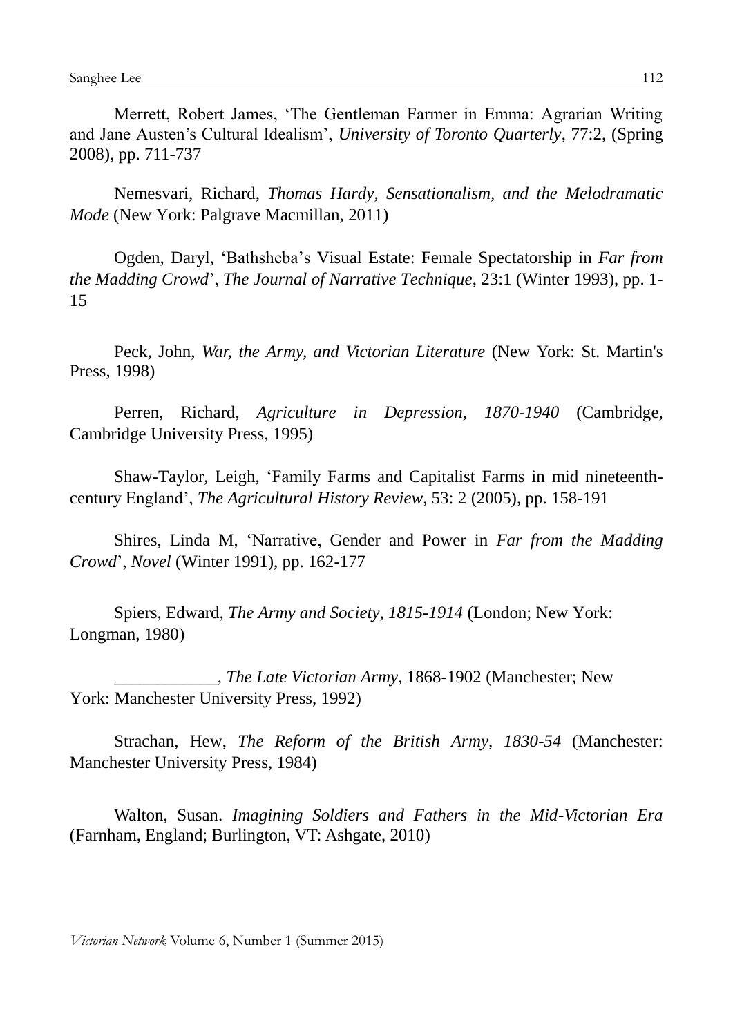Merrett, Robert James, 'The Gentleman Farmer in Emma: Agrarian Writing and Jane Austen's Cultural Idealism', *University of Toronto Quarterly*, 77:2, (Spring 2008), pp. 711-737

Nemesvari, Richard, *Thomas Hardy, Sensationalism, and the Melodramatic Mode* (New York: Palgrave Macmillan, 2011)

Ogden, Daryl, 'Bathsheba's Visual Estate: Female Spectatorship in *Far from the Madding Crowd*', *The Journal of Narrative Technique*, 23:1 (Winter 1993), pp. 1-15

Peck, John, *War, the Army, and Victorian Literature* (New York: St. Martin's Press, 1998)

Perren, Richard, *Agriculture in Depression, 1870-1940* (Cambridge, Cambridge University Press, 1995)

Shaw-Taylor, Leigh, 'Family Farms and Capitalist Farms in mid nineteenth-century England', *The Agricultural History Review*, 53: 2 (2005), pp. 158-191

Shires, Linda M, 'Narrative, Gender and Power in *Far from the Madding Crowd*', *Novel* (Winter 1991), pp. 162-177

Spiers, Edward, *The Army and Society, 1815-1914* (London; New York: Longman, 1980)

____________, *The Late Victorian Army*, 1868-1902 (Manchester; New York: Manchester University Press, 1992)

Strachan, Hew, *The Reform of the British Army, 1830-54* (Manchester: Manchester University Press, 1984)

Walton, Susan. *Imagining Soldiers and Fathers in the Mid-Victorian Era* (Farnham, England; Burlington, VT: Ashgate, 2010)